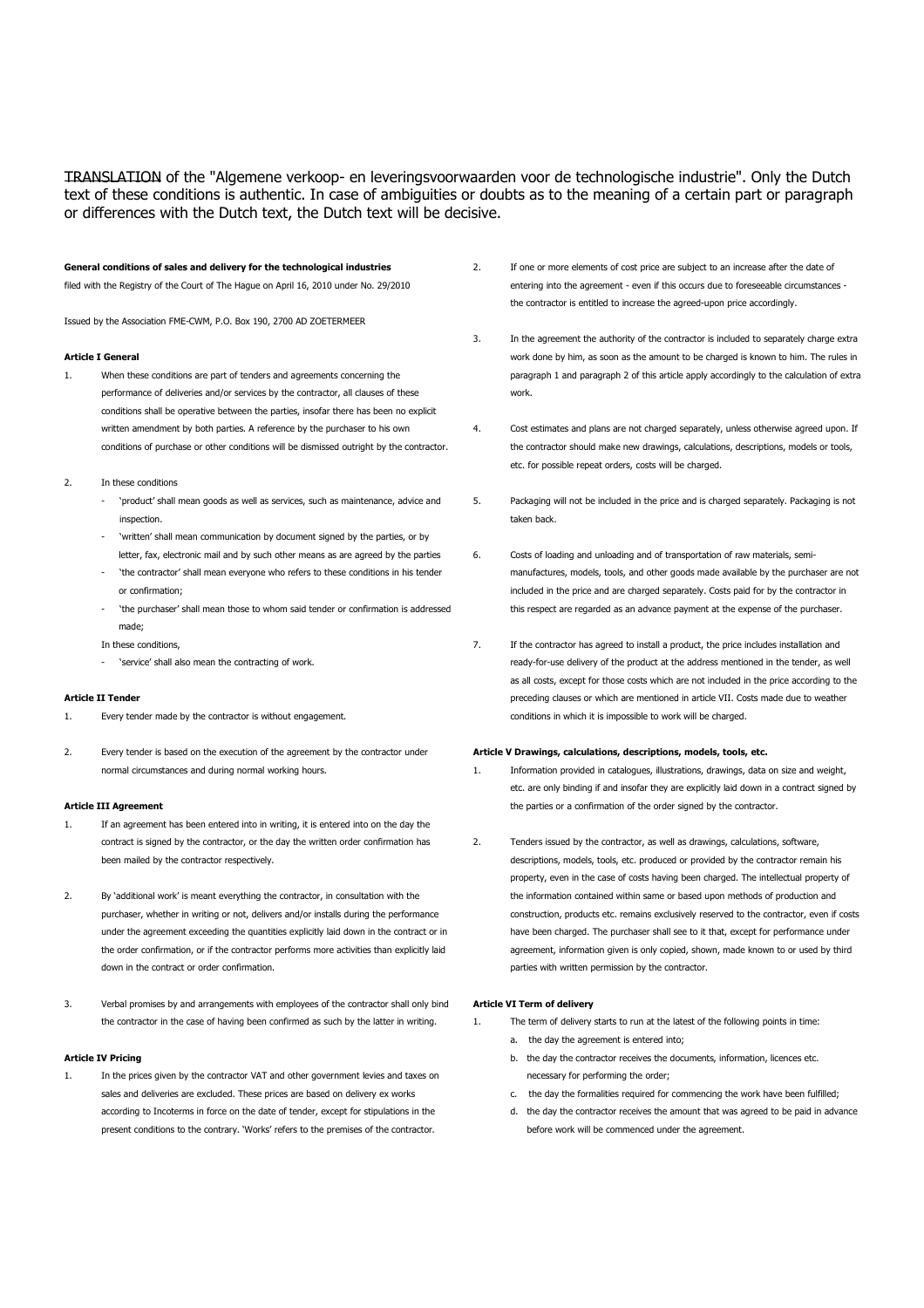TRANSLATION of the "Algemene verkoop- en leveringsvoorwaarden voor de technologische industrie". Only the Dutch text of these conditions is authentic. In case of ambiguities or doubts as to the meaning of a certain part or paragraph or differences with the Dutch text, the Dutch text will be decisive.

**General conditions of sales and delivery for the technological industries**

filed with the Registry of the Court of The Hague on April 16, 2010 under No. 29/2010

Issued by the Association FME-CWM, P.O. Box 190, 2700 AD ZOETERMEER

**Article I General**

1. When these conditions are part of tenders and agreements concerning the performance of deliveries and/or services by the contractor, all clauses of these conditions shall be operative between the parties, insofar there has been no explicit written amendment by both parties. A reference by the purchaser to his own conditions of purchase or other conditions will be dismissed outright by the contractor.

2. In these conditions
   - 'product' shall mean goods as well as services, such as maintenance, advice and inspection.
   - 'written' shall mean communication by document signed by the parties, or by letter, fax, electronic mail and by such other means as are agreed by the parties
   - 'the contractor' shall mean everyone who refers to these conditions in his tender or confirmation;
   - 'the purchaser' shall mean those to whom said tender or confirmation is addressed made;

   In these conditions,
   - 'service' shall also mean the contracting of work.

**Article II Tender**

1. Every tender made by the contractor is without engagement.

2. Every tender is based on the execution of the agreement by the contractor under normal circumstances and during normal working hours.

**Article III Agreement**

1. If an agreement has been entered into in writing, it is entered into on the day the contract is signed by the contractor, or the day the written order confirmation has been mailed by the contractor respectively.

2. By 'additional work' is meant everything the contractor, in consultation with the purchaser, whether in writing or not, delivers and/or installs during the performance under the agreement exceeding the quantities explicitly laid down in the contract or in the order confirmation, or if the contractor performs more activities than explicitly laid down in the contract or order confirmation.

3. Verbal promises by and arrangements with employees of the contractor shall only bind the contractor in the case of having been confirmed as such by the latter in writing.

**Article IV Pricing**

1. In the prices given by the contractor VAT and other government levies and taxes on sales and deliveries are excluded. These prices are based on delivery ex works according to Incoterms in force on the date of tender, except for stipulations in the present conditions to the contrary. 'Works' refers to the premises of the contractor.

2. If one or more elements of cost price are subject to an increase after the date of entering into the agreement - even if this occurs due to foreseeable circumstances - the contractor is entitled to increase the agreed-upon price accordingly.

3. In the agreement the authority of the contractor is included to separately charge extra work done by him, as soon as the amount to be charged is known to him. The rules in paragraph 1 and paragraph 2 of this article apply accordingly to the calculation of extra work.

4. Cost estimates and plans are not charged separately, unless otherwise agreed upon. If the contractor should make new drawings, calculations, descriptions, models or tools, etc. for possible repeat orders, costs will be charged.

5. Packaging will not be included in the price and is charged separately. Packaging is not taken back.

6. Costs of loading and unloading and of transportation of raw materials, semi-manufactures, models, tools, and other goods made available by the purchaser are not included in the price and are charged separately. Costs paid for by the contractor in this respect are regarded as an advance payment at the expense of the purchaser.

7. If the contractor has agreed to install a product, the price includes installation and ready-for-use delivery of the product at the address mentioned in the tender, as well as all costs, except for those costs which are not included in the price according to the preceding clauses or which are mentioned in article VII. Costs made due to weather conditions in which it is impossible to work will be charged.

**Article V Drawings, calculations, descriptions, models, tools, etc.**

1. Information provided in catalogues, illustrations, drawings, data on size and weight, etc. are only binding if and insofar they are explicitly laid down in a contract signed by the parties or a confirmation of the order signed by the contractor.

2. Tenders issued by the contractor, as well as drawings, calculations, software, descriptions, models, tools, etc. produced or provided by the contractor remain his property, even in the case of costs having been charged. The intellectual property of the information contained within same or based upon methods of production and construction, products etc. remains exclusively reserved to the contractor, even if costs have been charged. The purchaser shall see to it that, except for performance under agreement, information given is only copied, shown, made known to or used by third parties with written permission by the contractor.

**Article VI Term of delivery**

1. The term of delivery starts to run at the latest of the following points in time:
   a. the day the agreement is entered into;
   b. the day the contractor receives the documents, information, licences etc. necessary for performing the order;
   c. the day the formalities required for commencing the work have been fulfilled;
   d. the day the contractor receives the amount that was agreed to be paid in advance before work will be commenced under the agreement.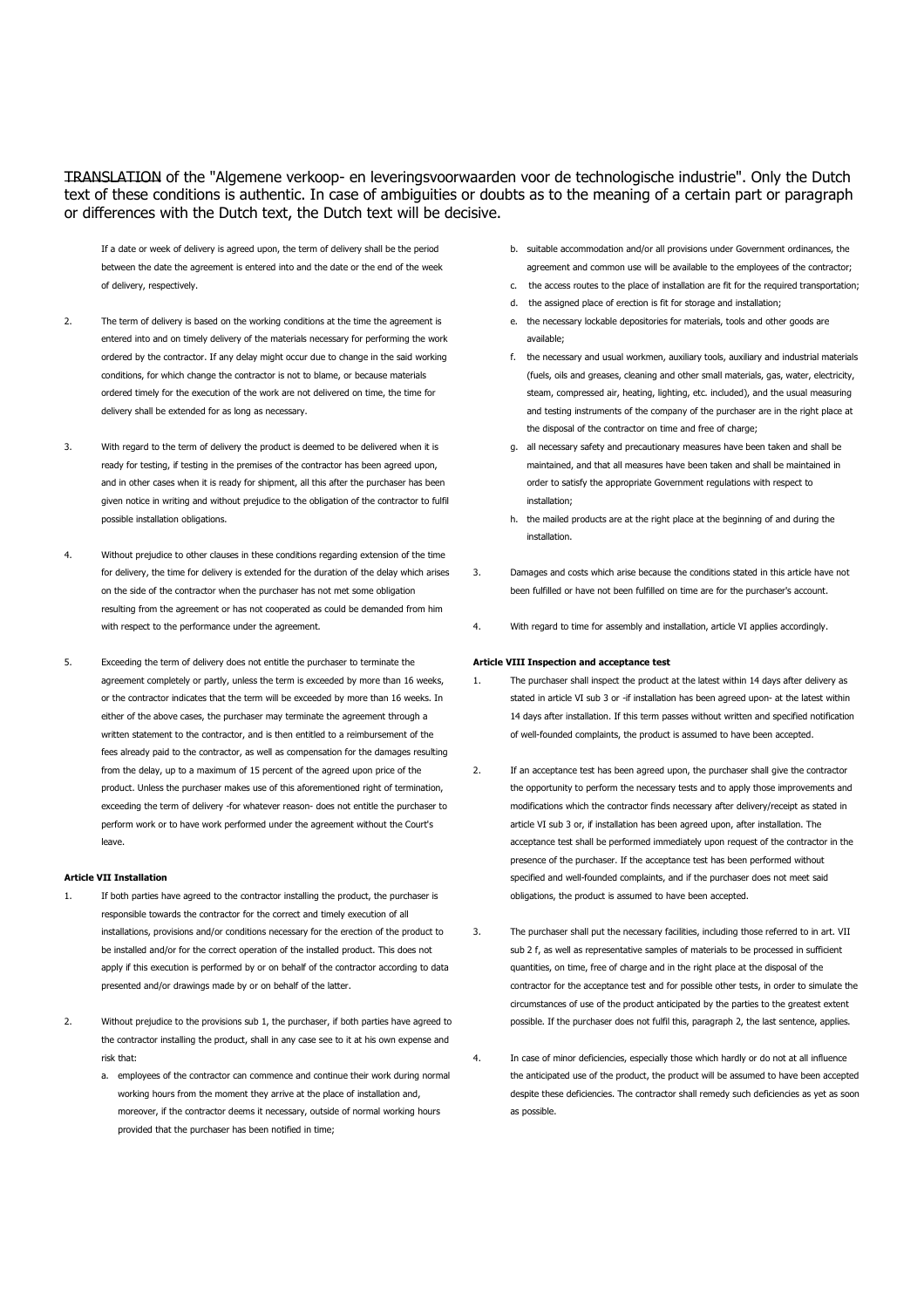TRANSLATION of the "Algemene verkoop- en leveringsvoorwaarden voor de technologische industrie". Only the Dutch text of these conditions is authentic. In case of ambiguities or doubts as to the meaning of a certain part or paragraph or differences with the Dutch text, the Dutch text will be decisive.

If a date or week of delivery is agreed upon, the term of delivery shall be the period between the date the agreement is entered into and the date or the end of the week of delivery, respectively.

2. The term of delivery is based on the working conditions at the time the agreement is entered into and on timely delivery of the materials necessary for performing the work ordered by the contractor. If any delay might occur due to change in the said working conditions, for which change the contractor is not to blame, or because materials ordered timely for the execution of the work are not delivered on time, the time for delivery shall be extended for as long as necessary.

3. With regard to the term of delivery the product is deemed to be delivered when it is ready for testing, if testing in the premises of the contractor has been agreed upon, and in other cases when it is ready for shipment, all this after the purchaser has been given notice in writing and without prejudice to the obligation of the contractor to fulfil possible installation obligations.

4. Without prejudice to other clauses in these conditions regarding extension of the time for delivery, the time for delivery is extended for the duration of the delay which arises on the side of the contractor when the purchaser has not met some obligation resulting from the agreement or has not cooperated as could be demanded from him with respect to the performance under the agreement.

5. Exceeding the term of delivery does not entitle the purchaser to terminate the agreement completely or partly, unless the term is exceeded by more than 16 weeks, or the contractor indicates that the term will be exceeded by more than 16 weeks. In either of the above cases, the purchaser may terminate the agreement through a written statement to the contractor, and is then entitled to a reimbursement of the fees already paid to the contractor, as well as compensation for the damages resulting from the delay, up to a maximum of 15 percent of the agreed upon price of the product. Unless the purchaser makes use of this aforementioned right of termination, exceeding the term of delivery -for whatever reason- does not entitle the purchaser to perform work or to have work performed under the agreement without the Court's leave.

**Article VII Installation**

1. If both parties have agreed to the contractor installing the product, the purchaser is responsible towards the contractor for the correct and timely execution of all installations, provisions and/or conditions necessary for the erection of the product to be installed and/or for the correct operation of the installed product. This does not apply if this execution is performed by or on behalf of the contractor according to data presented and/or drawings made by or on behalf of the latter.

2. Without prejudice to the provisions sub 1, the purchaser, if both parties have agreed to the contractor installing the product, shall in any case see to it at his own expense and risk that:
   a. employees of the contractor can commence and continue their work during normal working hours from the moment they arrive at the place of installation and, moreover, if the contractor deems it necessary, outside of normal working hours provided that the purchaser has been notified in time;
   b. suitable accommodation and/or all provisions under Government ordinances, the agreement and common use will be available to the employees of the contractor;
   c. the access routes to the place of installation are fit for the required transportation;
   d. the assigned place of erection is fit for storage and installation;
   e. the necessary lockable depositories for materials, tools and other goods are available;
   f. the necessary and usual workmen, auxiliary tools, auxiliary and industrial materials (fuels, oils and greases, cleaning and other small materials, gas, water, electricity, steam, compressed air, heating, lighting, etc. included), and the usual measuring and testing instruments of the company of the purchaser are in the right place at the disposal of the contractor on time and free of charge;
   g. all necessary safety and precautionary measures have been taken and shall be maintained, and that all measures have been taken and shall be maintained in order to satisfy the appropriate Government regulations with respect to installation;
   h. the mailed products are at the right place at the beginning of and during the installation.

3. Damages and costs which arise because the conditions stated in this article have not been fulfilled or have not been fulfilled on time are for the purchaser's account.

4. With regard to time for assembly and installation, article VI applies accordingly.

**Article VIII Inspection and acceptance test**

1. The purchaser shall inspect the product at the latest within 14 days after delivery as stated in article VI sub 3 or -if installation has been agreed upon- at the latest within 14 days after installation. If this term passes without written and specified notification of well-founded complaints, the product is assumed to have been accepted.

2. If an acceptance test has been agreed upon, the purchaser shall give the contractor the opportunity to perform the necessary tests and to apply those improvements and modifications which the contractor finds necessary after delivery/receipt as stated in article VI sub 3 or, if installation has been agreed upon, after installation. The acceptance test shall be performed immediately upon request of the contractor in the presence of the purchaser. If the acceptance test has been performed without specified and well-founded complaints, and if the purchaser does not meet said obligations, the product is assumed to have been accepted.

3. The purchaser shall put the necessary facilities, including those referred to in art. VII sub 2 f, as well as representative samples of materials to be processed in sufficient quantities, on time, free of charge and in the right place at the disposal of the contractor for the acceptance test and for possible other tests, in order to simulate the circumstances of use of the product anticipated by the parties to the greatest extent possible. If the purchaser does not fulfil this, paragraph 2, the last sentence, applies.

4. In case of minor deficiencies, especially those which hardly or do not at all influence the anticipated use of the product, the product will be assumed to have been accepted despite these deficiencies. The contractor shall remedy such deficiencies as yet as soon as possible.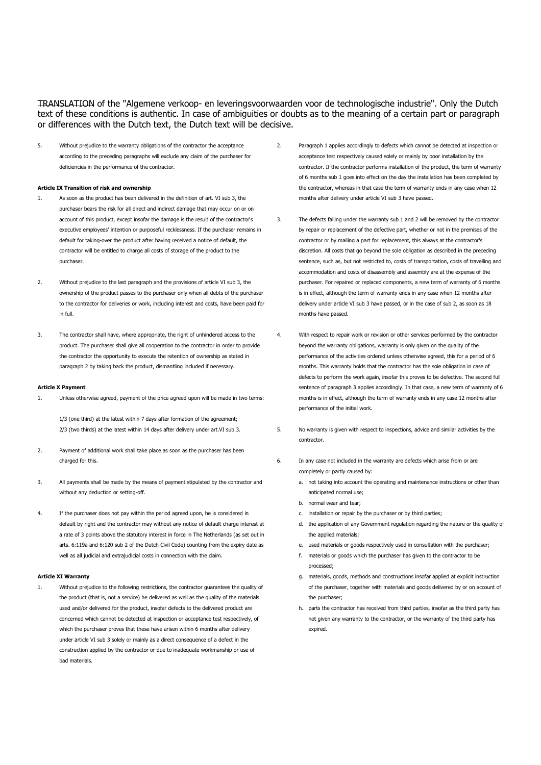TRANSLATION of the "Algemene verkoop- en leveringsvoorwaarden voor de technologische industrie". Only the Dutch text of these conditions is authentic. In case of ambiguities or doubts as to the meaning of a certain part or paragraph or differences with the Dutch text, the Dutch text will be decisive.

5. Without prejudice to the warranty obligations of the contractor the acceptance according to the preceding paragraphs will exclude any claim of the purchaser for deficiencies in the performance of the contractor.

**Article IX Transition of risk and ownership**

1. As soon as the product has been delivered in the definition of art. VI sub 3, the purchaser bears the risk for all direct and indirect damage that may occur on or on account of this product, except insofar the damage is the result of the contractor's executive employees' intention or purposeful recklessness. If the purchaser remains in default for taking-over the product after having received a notice of default, the contractor will be entitled to charge all costs of storage of the product to the purchaser.

2. Without prejudice to the last paragraph and the provisions of article VI sub 3, the ownership of the product passes to the purchaser only when all debts of the purchaser to the contractor for deliveries or work, including interest and costs, have been paid for in full.

3. The contractor shall have, where appropriate, the right of unhindered access to the product. The purchaser shall give all cooperation to the contractor in order to provide the contractor the opportunity to execute the retention of ownership as stated in paragraph 2 by taking back the product, dismantling included if necessary.

**Article X Payment**

1. Unless otherwise agreed, payment of the price agreed upon will be made in two terms:

   1/3 (one third) at the latest within 7 days after formation of the agreement;
   2/3 (two thirds) at the latest within 14 days after delivery under art.VI sub 3.

2. Payment of additional work shall take place as soon as the purchaser has been charged for this.

3. All payments shall be made by the means of payment stipulated by the contractor and without any deduction or setting-off.

4. If the purchaser does not pay within the period agreed upon, he is considered in default by right and the contractor may without any notice of default charge interest at a rate of 3 points above the statutory interest in force in The Netherlands (as set out in arts. 6:119a and 6:120 sub 2 of the Dutch Civil Code) counting from the expiry date as well as all judicial and extrajudicial costs in connection with the claim.

**Article XI Warranty**

1. Without prejudice to the following restrictions, the contractor guarantees the quality of the product (that is, not a service) he delivered as well as the quality of the materials used and/or delivered for the product, insofar defects to the delivered product are concerned which cannot be detected at inspection or acceptance test respectively, of which the purchaser proves that these have arisen within 6 months after delivery under article VI sub 3 solely or mainly as a direct consequence of a defect in the construction applied by the contractor or due to inadequate workmanship or use of bad materials.

2. Paragraph 1 applies accordingly to defects which cannot be detected at inspection or acceptance test respectively caused solely or mainly by poor installation by the contractor. If the contractor performs installation of the product, the term of warranty of 6 months sub 1 goes into effect on the day the installation has been completed by the contractor, whereas in that case the term of warranty ends in any case when 12 months after delivery under article VI sub 3 have passed.

3. The defects falling under the warranty sub 1 and 2 will be removed by the contractor by repair or replacement of the defective part, whether or not in the premises of the contractor or by mailing a part for replacement, this always at the contractor's discretion. All costs that go beyond the sole obligation as described in the preceding sentence, such as, but not restricted to, costs of transportation, costs of travelling and accommodation and costs of disassembly and assembly are at the expense of the purchaser. For repaired or replaced components, a new term of warranty of 6 months is in effect, although the term of warranty ends in any case when 12 months after delivery under article VI sub 3 have passed, or in the case of sub 2, as soon as 18 months have passed.

4. With respect to repair work or revision or other services performed by the contractor beyond the warranty obligations, warranty is only given on the quality of the performance of the activities ordered unless otherwise agreed, this for a period of 6 months. This warranty holds that the contractor has the sole obligation in case of defects to perform the work again, insofar this proves to be defective. The second full sentence of paragraph 3 applies accordingly. In that case, a new term of warranty of 6 months is in effect, although the term of warranty ends in any case 12 months after performance of the initial work.

5. No warranty is given with respect to inspections, advice and similar activities by the contractor.

6. In any case not included in the warranty are defects which arise from or are completely or partly caused by:
   a. not taking into account the operating and maintenance instructions or other than anticipated normal use;
   b. normal wear and tear;
   c. installation or repair by the purchaser or by third parties;
   d. the application of any Government regulation regarding the nature or the quality of the applied materials;
   e. used materials or goods respectively used in consultation with the purchaser;
   f. materials or goods which the purchaser has given to the contractor to be processed;
   g. materials, goods, methods and constructions insofar applied at explicit instruction of the purchaser, together with materials and goods delivered by or on account of the purchaser;
   h. parts the contractor has received from third parties, insofar as the third party has not given any warranty to the contractor, or the warranty of the third party has expired.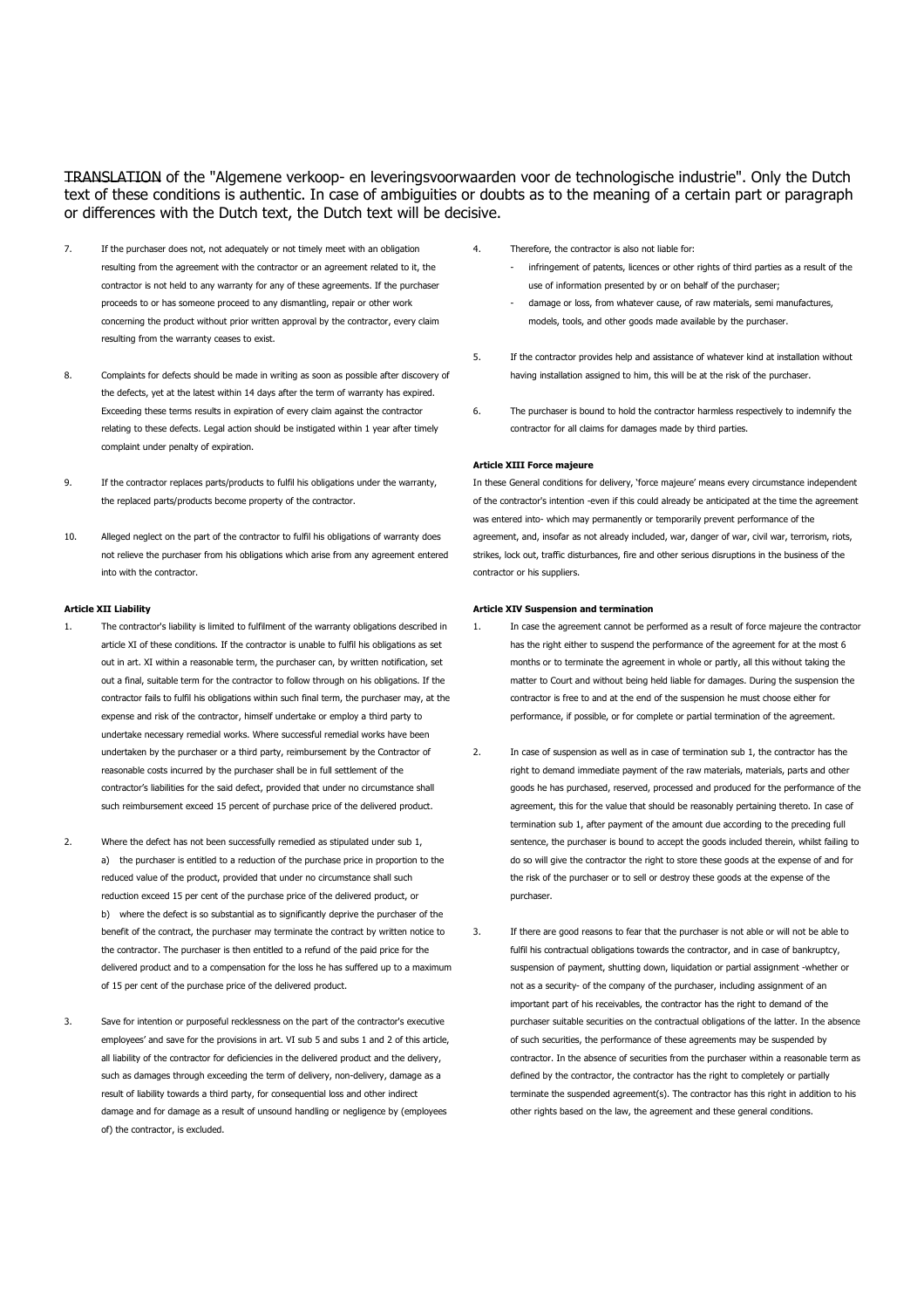TRANSLATION of the "Algemene verkoop- en leveringsvoorwaarden voor de technologische industrie". Only the Dutch text of these conditions is authentic. In case of ambiguities or doubts as to the meaning of a certain part or paragraph or differences with the Dutch text, the Dutch text will be decisive.

7. If the purchaser does not, not adequately or not timely meet with an obligation resulting from the agreement with the contractor or an agreement related to it, the contractor is not held to any warranty for any of these agreements. If the purchaser proceeds to or has someone proceed to any dismantling, repair or other work concerning the product without prior written approval by the contractor, every claim resulting from the warranty ceases to exist.

8. Complaints for defects should be made in writing as soon as possible after discovery of the defects, yet at the latest within 14 days after the term of warranty has expired. Exceeding these terms results in expiration of every claim against the contractor relating to these defects. Legal action should be instigated within 1 year after timely complaint under penalty of expiration.

9. If the contractor replaces parts/products to fulfil his obligations under the warranty, the replaced parts/products become property of the contractor.

10. Alleged neglect on the part of the contractor to fulfil his obligations of warranty does not relieve the purchaser from his obligations which arise from any agreement entered into with the contractor.

**Article XII Liability**

1. The contractor's liability is limited to fulfilment of the warranty obligations described in article XI of these conditions. If the contractor is unable to fulfil his obligations as set out in art. XI within a reasonable term, the purchaser can, by written notification, set out a final, suitable term for the contractor to follow through on his obligations. If the contractor fails to fulfil his obligations within such final term, the purchaser may, at the expense and risk of the contractor, himself undertake or employ a third party to undertake necessary remedial works. Where successful remedial works have been undertaken by the purchaser or a third party, reimbursement by the Contractor of reasonable costs incurred by the purchaser shall be in full settlement of the contractor's liabilities for the said defect, provided that under no circumstance shall such reimbursement exceed 15 percent of purchase price of the delivered product.

2. Where the defect has not been successfully remedied as stipulated under sub 1,
   a) the purchaser is entitled to a reduction of the purchase price in proportion to the reduced value of the product, provided that under no circumstance shall such reduction exceed 15 per cent of the purchase price of the delivered product, or
   b) where the defect is so substantial as to significantly deprive the purchaser of the benefit of the contract, the purchaser may terminate the contract by written notice to the contractor. The purchaser is then entitled to a refund of the paid price for the delivered product and to a compensation for the loss he has suffered up to a maximum of 15 per cent of the purchase price of the delivered product.

3. Save for intention or purposeful recklessness on the part of the contractor's executive employees' and save for the provisions in art. VI sub 5 and subs 1 and 2 of this article, all liability of the contractor for deficiencies in the delivered product and the delivery, such as damages through exceeding the term of delivery, non-delivery, damage as a result of liability towards a third party, for consequential loss and other indirect damage and for damage as a result of unsound handling or negligence by (employees of) the contractor, is excluded.

4. Therefore, the contractor is also not liable for:
   - infringement of patents, licences or other rights of third parties as a result of the use of information presented by or on behalf of the purchaser;
   - damage or loss, from whatever cause, of raw materials, semi manufactures, models, tools, and other goods made available by the purchaser.

5. If the contractor provides help and assistance of whatever kind at installation without having installation assigned to him, this will be at the risk of the purchaser.

6. The purchaser is bound to hold the contractor harmless respectively to indemnify the contractor for all claims for damages made by third parties.

**Article XIII Force majeure**

In these General conditions for delivery, 'force majeure' means every circumstance independent of the contractor's intention -even if this could already be anticipated at the time the agreement was entered into- which may permanently or temporarily prevent performance of the agreement, and, insofar as not already included, war, danger of war, civil war, terrorism, riots, strikes, lock out, traffic disturbances, fire and other serious disruptions in the business of the contractor or his suppliers.

**Article XIV Suspension and termination**

1. In case the agreement cannot be performed as a result of force majeure the contractor has the right either to suspend the performance of the agreement for at the most 6 months or to terminate the agreement in whole or partly, all this without taking the matter to Court and without being held liable for damages. During the suspension the contractor is free to and at the end of the suspension he must choose either for performance, if possible, or for complete or partial termination of the agreement.

2. In case of suspension as well as in case of termination sub 1, the contractor has the right to demand immediate payment of the raw materials, materials, parts and other goods he has purchased, reserved, processed and produced for the performance of the agreement, this for the value that should be reasonably pertaining thereto. In case of termination sub 1, after payment of the amount due according to the preceding full sentence, the purchaser is bound to accept the goods included therein, whilst failing to do so will give the contractor the right to store these goods at the expense of and for the risk of the purchaser or to sell or destroy these goods at the expense of the purchaser.

3. If there are good reasons to fear that the purchaser is not able or will not be able to fulfil his contractual obligations towards the contractor, and in case of bankruptcy, suspension of payment, shutting down, liquidation or partial assignment -whether or not as a security- of the company of the purchaser, including assignment of an important part of his receivables, the contractor has the right to demand of the purchaser suitable securities on the contractual obligations of the latter. In the absence of such securities, the performance of these agreements may be suspended by contractor. In the absence of securities from the purchaser within a reasonable term as defined by the contractor, the contractor has the right to completely or partially terminate the suspended agreement(s). The contractor has this right in addition to his other rights based on the law, the agreement and these general conditions.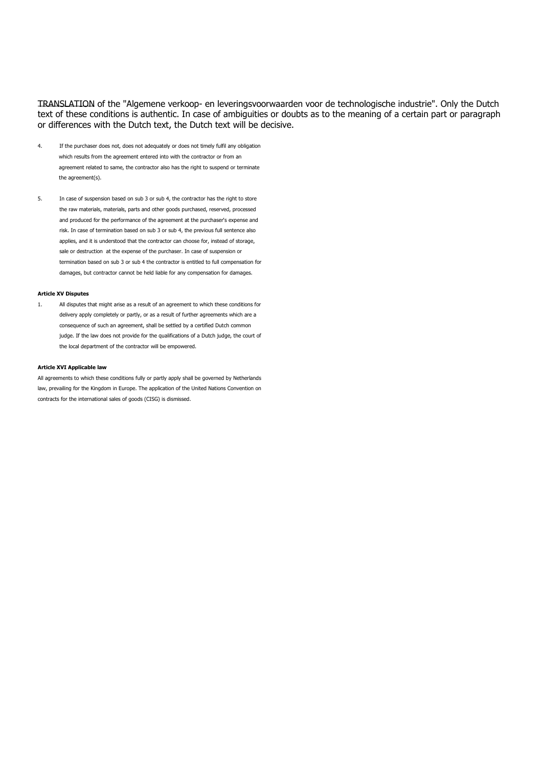TRANSLATION of the "Algemene verkoop- en leveringsvoorwaarden voor de technologische industrie". Only the Dutch text of these conditions is authentic. In case of ambiguities or doubts as to the meaning of a certain part or paragraph or differences with the Dutch text, the Dutch text will be decisive.

4. If the purchaser does not, does not adequately or does not timely fulfil any obligation which results from the agreement entered into with the contractor or from an agreement related to same, the contractor also has the right to suspend or terminate the agreement(s).

5. In case of suspension based on sub 3 or sub 4, the contractor has the right to store the raw materials, materials, parts and other goods purchased, reserved, processed and produced for the performance of the agreement at the purchaser's expense and risk. In case of termination based on sub 3 or sub 4, the previous full sentence also applies, and it is understood that the contractor can choose for, instead of storage, sale or destruction at the expense of the purchaser. In case of suspension or termination based on sub 3 or sub 4 the contractor is entitled to full compensation for damages, but contractor cannot be held liable for any compensation for damages.

**Article XV Disputes**

1. All disputes that might arise as a result of an agreement to which these conditions for delivery apply completely or partly, or as a result of further agreements which are a consequence of such an agreement, shall be settled by a certified Dutch common judge. If the law does not provide for the qualifications of a Dutch judge, the court of the local department of the contractor will be empowered.

**Article XVI Applicable law**

All agreements to which these conditions fully or partly apply shall be governed by Netherlands law, prevailing for the Kingdom in Europe. The application of the United Nations Convention on contracts for the international sales of goods (CISG) is dismissed.